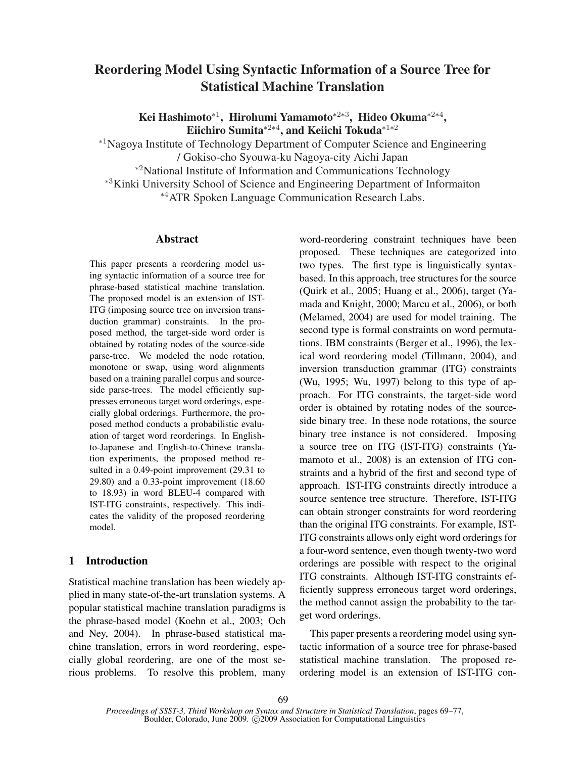# Reordering Model Using Syntactic Information of a Source Tree for Statistical Machine Translation

**Kei Hashimoto**[*1], **Hirohumi Yamamoto**[*2*3], **Hideo Okuma**[*2*4], **Eiichiro Sumita**[*2*4], **and Keiichi Tokuda**[*1*2]

[*1]Nagoya Institute of Technology Department of Computer Science and Engineering / Gokiso-cho Syouwa-ku Nagoya-city Aichi Japan

[*2]National Institute of Information and Communications Technology

[*3]Kinki University School of Science and Engineering Department of Informaiton

[*4]ATR Spoken Language Communication Research Labs.

## Abstract

This paper presents a reordering model using syntactic information of a source tree for phrase-based statistical machine translation. The proposed model is an extension of IST-ITG (imposing source tree on inversion transduction grammar) constraints. In the proposed method, the target-side word order is obtained by rotating nodes of the source-side parse-tree. We modeled the node rotation, monotone or swap, using word alignments based on a training parallel corpus and source-side parse-trees. The model efficiently suppresses erroneous target word orderings, especially global orderings. Furthermore, the proposed method conducts a probabilistic evaluation of target word reorderings. In English-to-Japanese and English-to-Chinese translation experiments, the proposed method resulted in a 0.49-point improvement (29.31 to 29.80) and a 0.33-point improvement (18.60 to 18.93) in word BLEU-4 compared with IST-ITG constraints, respectively. This indicates the validity of the proposed reordering model.

## 1 Introduction

Statistical machine translation has been wiedely applied in many state-of-the-art translation systems. A popular statistical machine translation paradigms is the phrase-based model (Koehn et al., 2003; Och and Ney, 2004). In phrase-based statistical machine translation, errors in word reordering, especially global reordering, are one of the most serious problems. To resolve this problem, many word-reordering constraint techniques have been proposed. These techniques are categorized into two types. The first type is linguistically syntax-based. In this approach, tree structures for the source (Quirk et al., 2005; Huang et al., 2006), target (Yamada and Knight, 2000; Marcu et al., 2006), or both (Melamed, 2004) are used for model training. The second type is formal constraints on word permutations. IBM constraints (Berger et al., 1996), the lexical word reordering model (Tillmann, 2004), and inversion transduction grammar (ITG) constraints (Wu, 1995; Wu, 1997) belong to this type of approach. For ITG constraints, the target-side word order is obtained by rotating nodes of the source-side binary tree. In these node rotations, the source binary tree instance is not considered. Imposing a source tree on ITG (IST-ITG) constraints (Yamamoto et al., 2008) is an extension of ITG constraints and a hybrid of the first and second type of approach. IST-ITG constraints directly introduce a source sentence tree structure. Therefore, IST-ITG can obtain stronger constraints for word reordering than the original ITG constraints. For example, IST-ITG constraints allows only eight word orderings for a four-word sentence, even though twenty-two word orderings are possible with respect to the original ITG constraints. Although IST-ITG constraints efficiently suppress erroneous target word orderings, the method cannot assign the probability to the target word orderings.

This paper presents a reordering model using syntactic information of a source tree for phrase-based statistical machine translation. The proposed reordering model is an extension of IST-ITG con-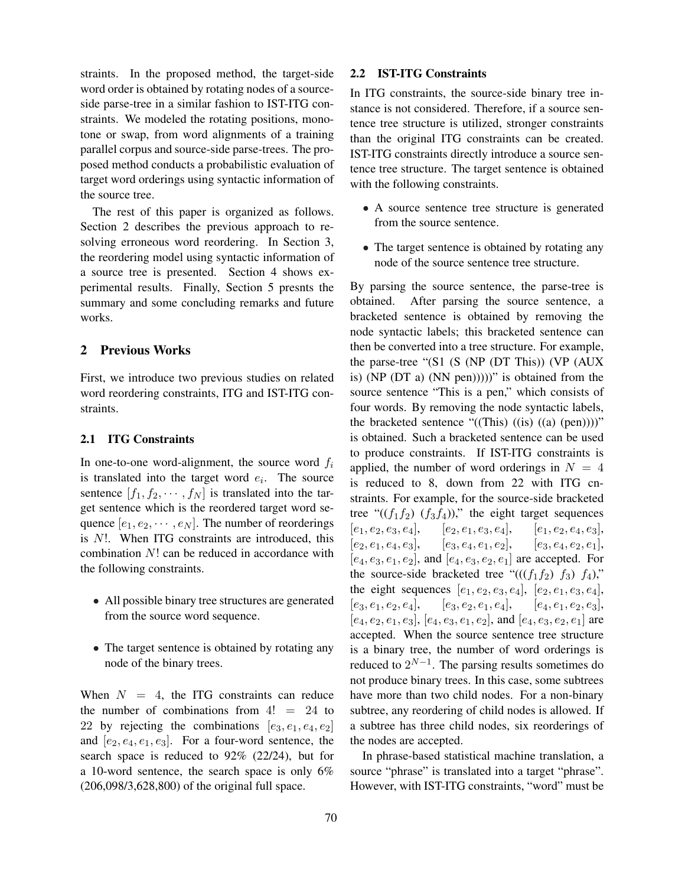straints. In the proposed method, the target-side word order is obtained by rotating nodes of a source-side parse-tree in a similar fashion to IST-ITG constraints. We modeled the rotating positions, monotone or swap, from word alignments of a training parallel corpus and source-side parse-trees. The proposed method conducts a probabilistic evaluation of target word orderings using syntactic information of the source tree.

The rest of this paper is organized as follows. Section 2 describes the previous approach to resolving erroneous word reordering. In Section 3, the reordering model using syntactic information of a source tree is presented. Section 4 shows experimental results. Finally, Section 5 presnts the summary and some concluding remarks and future works.

## 2 Previous Works

First, we introduce two previous studies on related word reordering constraints, ITG and IST-ITG constraints.

### 2.1 ITG Constraints

In one-to-one word-alignment, the source word $f_i$ is translated into the target word $e_i$. The source sentence $[f_1, f_2, \cdots, f_N]$ is translated into the target sentence which is the reordered target word sequence $[e_1, e_2, \cdots, e_N]$. The number of reorderings is $N!$. When ITG constraints are introduced, this combination $N!$ can be reduced in accordance with the following constraints.

- All possible binary tree structures are generated from the source word sequence.
- The target sentence is obtained by rotating any node of the binary trees.

When $N = 4$, the ITG constraints can reduce the number of combinations from $4! = 24$ to 22 by rejecting the combinations $[e_3, e_1, e_4, e_2]$ and $[e_2, e_4, e_1, e_3]$. For a four-word sentence, the search space is reduced to 92% (22/24), but for a 10-word sentence, the search space is only 6% (206,098/3,628,800) of the original full space.

### 2.2 IST-ITG Constraints

In ITG constraints, the source-side binary tree instance is not considered. Therefore, if a source sentence tree structure is utilized, stronger constraints than the original ITG constraints can be created. IST-ITG constraints directly introduce a source sentence tree structure. The target sentence is obtained with the following constraints.

- A source sentence tree structure is generated from the source sentence.
- The target sentence is obtained by rotating any node of the source sentence tree structure.

By parsing the source sentence, the parse-tree is obtained. After parsing the source sentence, a bracketed sentence is obtained by removing the node syntactic labels; this bracketed sentence can then be converted into a tree structure. For example, the parse-tree "(S1 (S (NP (DT This)) (VP (AUX is) (NP (DT a) (NN pen)))))" is obtained from the source sentence "This is a pen," which consists of four words. By removing the node syntactic labels, the bracketed sentence "((This) ((is) ((a) (pen))))" is obtained. Such a bracketed sentence can be used to produce constraints. If IST-ITG constraints is applied, the number of word orderings in $N = 4$ is reduced to 8, down from 22 with ITG cnstraints. For example, for the source-side bracketed tree "$((f_1 f_2)\ (f_3 f_4))$," the eight target sequences $[e_1, e_2, e_3, e_4]$, $[e_2, e_1, e_3, e_4]$, $[e_1, e_2, e_4, e_3]$, $[e_2, e_1, e_4, e_3]$, $[e_3, e_4, e_1, e_2]$, $[e_3, e_4, e_2, e_1]$, $[e_4, e_3, e_1, e_2]$, and $[e_4, e_3, e_2, e_1]$ are accepted. For the source-side bracketed tree "$(((f_1 f_2)\ f_3)\ f_4)$," the eight sequences $[e_1, e_2, e_3, e_4]$, $[e_2, e_1, e_3, e_4]$, $[e_3, e_1, e_2, e_4]$, $[e_3, e_2, e_1, e_4]$, $[e_4, e_1, e_2, e_3]$, $[e_4, e_2, e_1, e_3]$, $[e_4, e_3, e_1, e_2]$, and $[e_4, e_3, e_2, e_1]$ are accepted. When the source sentence tree structure is a binary tree, the number of word orderings is reduced to $2^{N-1}$. The parsing results sometimes do not produce binary trees. In this case, some subtrees have more than two child nodes. For a non-binary subtree, any reordering of child nodes is allowed. If a subtree has three child nodes, six reorderings of the nodes are accepted.

In phrase-based statistical machine translation, a source "phrase" is translated into a target "phrase". However, with IST-ITG constraints, "word" must be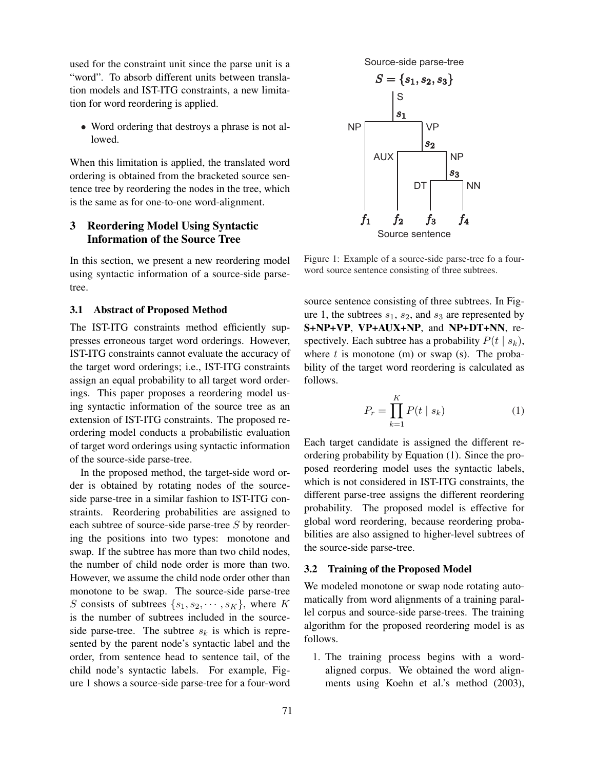used for the constraint unit since the parse unit is a "word". To absorb different units between translation models and IST-ITG constraints, a new limitation for word reordering is applied.

- Word ordering that destroys a phrase is not allowed.

When this limitation is applied, the translated word ordering is obtained from the bracketed source sentence tree by reordering the nodes in the tree, which is the same as for one-to-one word-alignment.

## 3 Reordering Model Using Syntactic Information of the Source Tree

In this section, we present a new reordering model using syntactic information of a source-side parse-tree.

### 3.1 Abstract of Proposed Method

The IST-ITG constraints method efficiently suppresses erroneous target word orderings. However, IST-ITG constraints cannot evaluate the accuracy of the target word orderings; i.e., IST-ITG constraints assign an equal probability to all target word orderings. This paper proposes a reordering model using syntactic information of the source tree as an extension of IST-ITG constraints. The proposed reordering model conducts a probabilistic evaluation of target word orderings using syntactic information of the source-side parse-tree.

In the proposed method, the target-side word order is obtained by rotating nodes of the source-side parse-tree in a similar fashion to IST-ITG constraints. Reordering probabilities are assigned to each subtree of source-side parse-tree $S$ by reordering the positions into two types: monotone and swap. If the subtree has more than two child nodes, the number of child node order is more than two. However, we assume the child node order other than monotone to be swap. The source-side parse-tree $S$ consists of subtrees $\{s_1, s_2, \cdots, s_K\}$, where $K$ is the number of subtrees included in the source-side parse-tree. The subtree $s_k$ is which is represented by the parent node's syntactic label and the order, from sentence head to sentence tail, of the child node's syntactic labels. For example, Figure 1 shows a source-side parse-tree for a four-word source sentence consisting of three subtrees. In Figure 1, the subtrees $s_1$, $s_2$, and $s_3$ are represented by **S+NP+VP**, **VP+AUX+NP**, and **NP+DT+NN**, respectively. Each subtree has a probability $P(t \mid s_k)$, where $t$ is monotone (m) or swap (s). The probability of the target word reordering is calculated as follows.

Source-side parse-tree $S = \{s_1, s_2, s_3\}$

Figure 1: Example of a source-side parse-tree fo a four-word source sentence consisting of three subtrees.

$$P_r = \prod_{k=1}^{K} P(t \mid s_k) \tag{1}$$

Each target candidate is assigned the different reordering probability by Equation (1). Since the proposed reordering model uses the syntactic labels, which is not considered in IST-ITG constraints, the different parse-tree assigns the different reordering probability. The proposed model is effective for global word reordering, because reordering probabilities are also assigned to higher-level subtrees of the source-side parse-tree.

### 3.2 Training of the Proposed Model

We modeled monotone or swap node rotating automatically from word alignments of a training parallel corpus and source-side parse-trees. The training algorithm for the proposed reordering model is as follows.

1. The training process begins with a word-aligned corpus. We obtained the word alignments using Koehn et al.'s method (2003),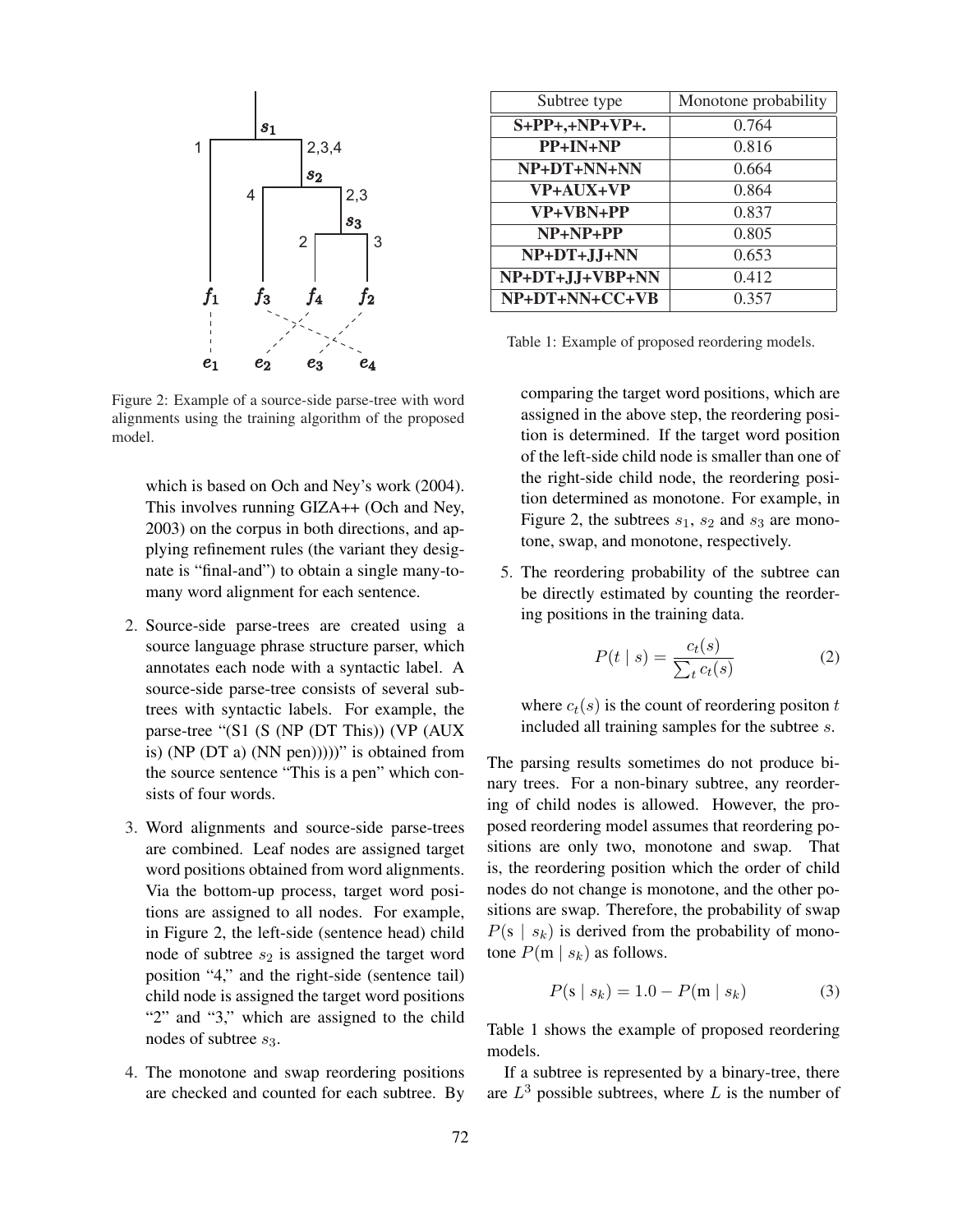Figure 2: Example of a source-side parse-tree with word alignments using the training algorithm of the proposed model.

which is based on Och and Ney's work (2004). This involves running GIZA++ (Och and Ney, 2003) on the corpus in both directions, and applying refinement rules (the variant they designate is "final-and") to obtain a single many-to-many word alignment for each sentence.

2. Source-side parse-trees are created using a source language phrase structure parser, which annotates each node with a syntactic label. A source-side parse-tree consists of several subtrees with syntactic labels. For example, the parse-tree "(S1 (S (NP (DT This)) (VP (AUX is) (NP (DT a) (NN pen)))))" is obtained from the source sentence "This is a pen" which consists of four words.

3. Word alignments and source-side parse-trees are combined. Leaf nodes are assigned target word positions obtained from word alignments. Via the bottom-up process, target word positions are assigned to all nodes. For example, in Figure 2, the left-side (sentence head) child node of subtree $s_2$ is assigned the target word position "4," and the right-side (sentence tail) child node is assigned the target word positions "2" and "3," which are assigned to the child nodes of subtree $s_3$.

4. The monotone and swap reordering positions are checked and counted for each subtree. By comparing the target word positions, which are assigned in the above step, the reordering position is determined. If the target word position of the left-side child node is smaller than one of the right-side child node, the reordering position determined as monotone. For example, in Figure 2, the subtrees $s_1$, $s_2$ and $s_3$ are monotone, swap, and monotone, respectively.

5. The reordering probability of the subtree can be directly estimated by counting the reordering positions in the training data.

$$P(t \mid s) = \frac{c_t(s)}{\sum_t c_t(s)} \quad (2)$$

where $c_t(s)$ is the count of reordering positon $t$ included all training samples for the subtree $s$.

| Subtree type | Monotone probability |
|---|---|
| **S+PP+,+NP+VP+.** | 0.764 |
| **PP+IN+NP** | 0.816 |
| **NP+DT+NN+NN** | 0.664 |
| **VP+AUX+VP** | 0.864 |
| **VP+VBN+PP** | 0.837 |
| **NP+NP+PP** | 0.805 |
| **NP+DT+JJ+NN** | 0.653 |
| **NP+DT+JJ+VBP+NN** | 0.412 |
| **NP+DT+NN+CC+VB** | 0.357 |

Table 1: Example of proposed reordering models.

The parsing results sometimes do not produce binary trees. For a non-binary subtree, any reordering of child nodes is allowed. However, the proposed reordering model assumes that reordering positions are only two, monotone and swap. That is, the reordering position which the order of child nodes do not change is monotone, and the other positions are swap. Therefore, the probability of swap $P(\mathrm{s} \mid s_k)$ is derived from the probability of monotone $P(\mathrm{m} \mid s_k)$ as follows.

$$P(\mathrm{s} \mid s_k) = 1.0 - P(\mathrm{m} \mid s_k) \quad (3)$$

Table 1 shows the example of proposed reordering models.

If a subtree is represented by a binary-tree, there are $L^3$ possible subtrees, where $L$ is the number of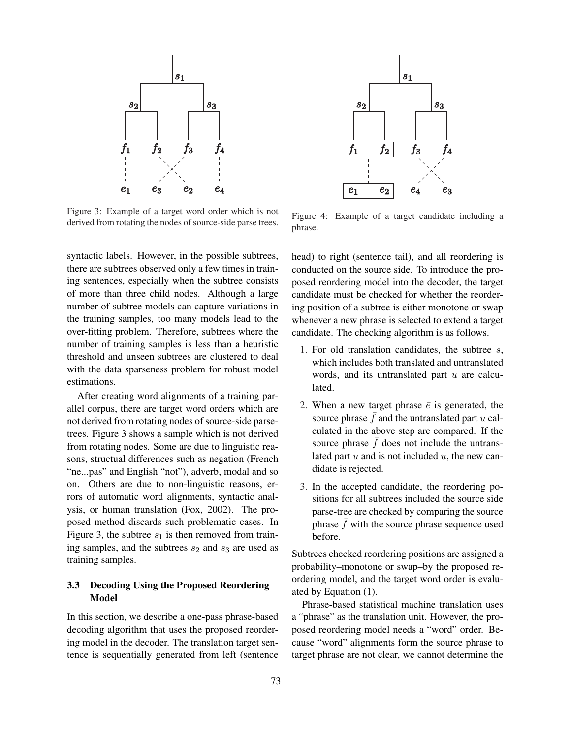Figure 3: Example of a target word order which is not derived from rotating the nodes of source-side parse trees.

Figure 4: Example of a target candidate including a phrase.

syntactic labels. However, in the possible subtrees, there are subtrees observed only a few times in training sentences, especially when the subtree consists of more than three child nodes. Although a large number of subtree models can capture variations in the training samples, too many models lead to the over-fitting problem. Therefore, subtrees where the number of training samples is less than a heuristic threshold and unseen subtrees are clustered to deal with the data sparseness problem for robust model estimations.

After creating word alignments of a training parallel corpus, there are target word orders which are not derived from rotating nodes of source-side parse-trees. Figure 3 shows a sample which is not derived from rotating nodes. Some are due to linguistic reasons, structual differences such as negation (French "ne...pas" and English "not"), adverb, modal and so on. Others are due to non-linguistic reasons, errors of automatic word alignments, syntactic analysis, or human translation (Fox, 2002). The proposed method discards such problematic cases. In Figure 3, the subtree $s_1$ is then removed from training samples, and the subtrees $s_2$ and $s_3$ are used as training samples.

### 3.3 Decoding Using the Proposed Reordering Model

In this section, we describe a one-pass phrase-based decoding algorithm that uses the proposed reordering model in the decoder. The translation target sentence is sequentially generated from left (sentence head) to right (sentence tail), and all reordering is conducted on the source side. To introduce the proposed reordering model into the decoder, the target candidate must be checked for whether the reordering position of a subtree is either monotone or swap whenever a new phrase is selected to extend a target candidate. The checking algorithm is as follows.

1. For old translation candidates, the subtree $s$, which includes both translated and untranslated words, and its untranslated part $u$ are calculated.
2. When a new target phrase $\bar{e}$ is generated, the source phrase $\bar{f}$ and the untranslated part $u$ calculated in the above step are compared. If the source phrase $\bar{f}$ does not include the untranslated part $u$ and is not included $u$, the new candidate is rejected.
3. In the accepted candidate, the reordering positions for all subtrees included the source side parse-tree are checked by comparing the source phrase $\bar{f}$ with the source phrase sequence used before.

Subtrees checked reordering positions are assigned a probability–monotone or swap–by the proposed reordering model, and the target word order is evaluated by Equation (1).

Phrase-based statistical machine translation uses a "phrase" as the translation unit. However, the proposed reordering model needs a "word" order. Because "word" alignments form the source phrase to target phrase are not clear, we cannot determine the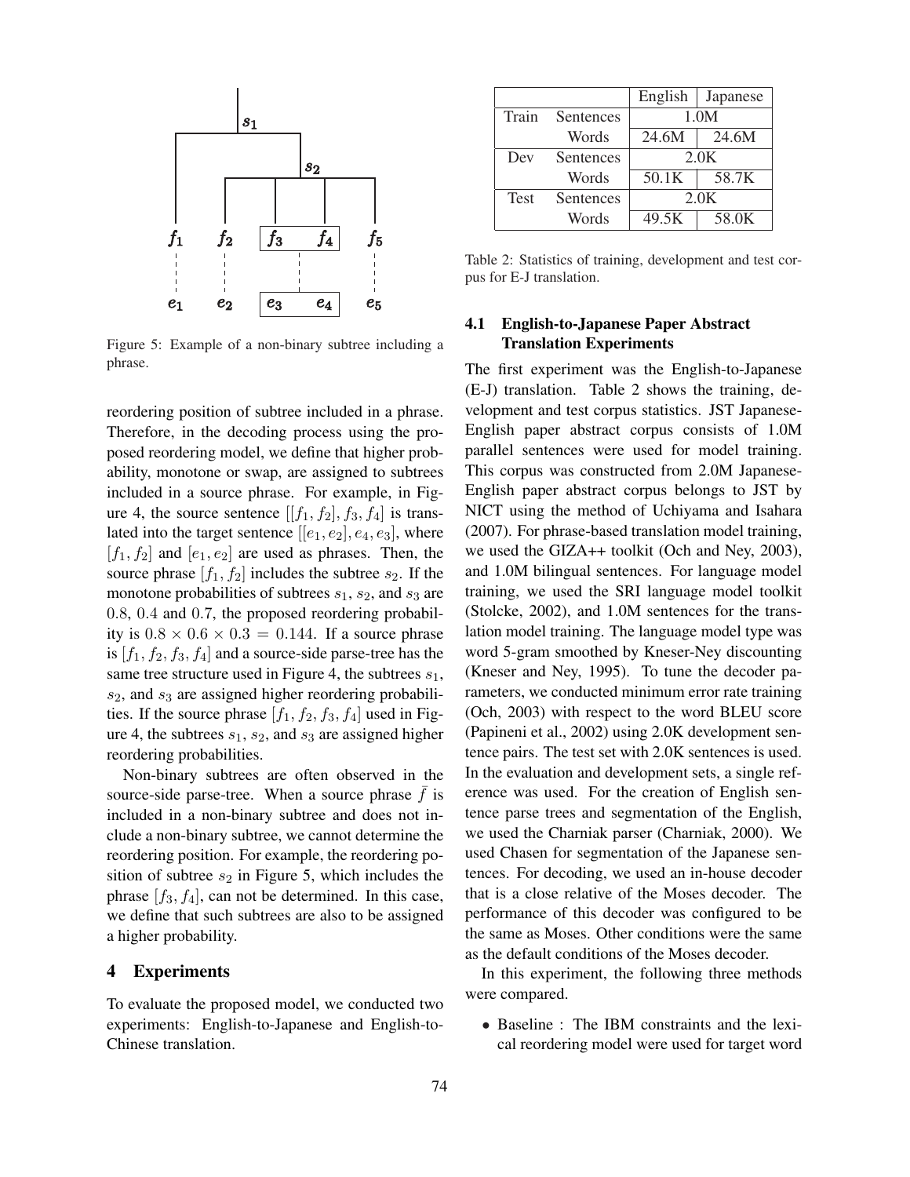Figure 5: Example of a non-binary subtree including a phrase.

reordering position of subtree included in a phrase. Therefore, in the decoding process using the proposed reordering model, we define that higher probability, monotone or swap, are assigned to subtrees included in a source phrase. For example, in Figure 4, the source sentence $[[f_1, f_2], f_3, f_4]$ is translated into the target sentence $[[e_1, e_2], e_4, e_3]$, where $[f_1, f_2]$ and $[e_1, e_2]$ are used as phrases. Then, the source phrase $[f_1, f_2]$ includes the subtree $s_2$. If the monotone probabilities of subtrees $s_1$, $s_2$, and $s_3$ are 0.8, 0.4 and 0.7, the proposed reordering probability is $0.8 \times 0.6 \times 0.3 = 0.144$. If a source phrase is $[f_1, f_2, f_3, f_4]$ and a source-side parse-tree has the same tree structure used in Figure 4, the subtrees $s_1$, $s_2$, and $s_3$ are assigned higher reordering probabilities. If the source phrase $[f_1, f_2, f_3, f_4]$ used in Figure 4, the subtrees $s_1$, $s_2$, and $s_3$ are assigned higher reordering probabilities.

Non-binary subtrees are often observed in the source-side parse-tree. When a source phrase $\bar{f}$ is included in a non-binary subtree and does not include a non-binary subtree, we cannot determine the reordering position. For example, the reordering position of subtree $s_2$ in Figure 5, which includes the phrase $[f_3, f_4]$, can not be determined. In this case, we define that such subtrees are also to be assigned a higher probability.

## 4 Experiments

To evaluate the proposed model, we conducted two experiments: English-to-Japanese and English-to-Chinese translation.

| | | English | Japanese |
|---|---|---|---|
| Train | Sentences | 1.0M | |
| | Words | 24.6M | 24.6M |
| Dev | Sentences | 2.0K | |
| | Words | 50.1K | 58.7K |
| Test | Sentences | 2.0K | |
| | Words | 49.5K | 58.0K |

Table 2: Statistics of training, development and test corpus for E-J translation.

### 4.1 English-to-Japanese Paper Abstract Translation Experiments

The first experiment was the English-to-Japanese (E-J) translation. Table 2 shows the training, development and test corpus statistics. JST Japanese-English paper abstract corpus consists of 1.0M parallel sentences were used for model training. This corpus was constructed from 2.0M Japanese-English paper abstract corpus belongs to JST by NICT using the method of Uchiyama and Isahara (2007). For phrase-based translation model training, we used the GIZA++ toolkit (Och and Ney, 2003), and 1.0M bilingual sentences. For language model training, we used the SRI language model toolkit (Stolcke, 2002), and 1.0M sentences for the translation model training. The language model type was word 5-gram smoothed by Kneser-Ney discounting (Kneser and Ney, 1995). To tune the decoder parameters, we conducted minimum error rate training (Och, 2003) with respect to the word BLEU score (Papineni et al., 2002) using 2.0K development sentence pairs. The test set with 2.0K sentences is used. In the evaluation and development sets, a single reference was used. For the creation of English sentence parse trees and segmentation of the English, we used the Charniak parser (Charniak, 2000). We used Chasen for segmentation of the Japanese sentences. For decoding, we used an in-house decoder that is a close relative of the Moses decoder. The performance of this decoder was configured to be the same as Moses. Other conditions were the same as the default conditions of the Moses decoder.

In this experiment, the following three methods were compared.

- Baseline : The IBM constraints and the lexical reordering model were used for target word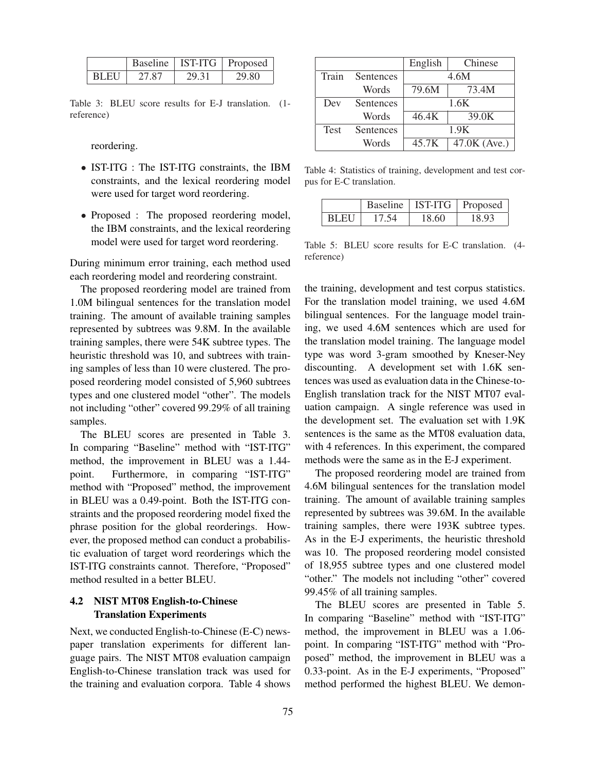| | Baseline | IST-ITG | Proposed |
|---|---|---|---|
| BLEU | 27.87 | 29.31 | 29.80 |

Table 3: BLEU score results for E-J translation. (1-reference)

reordering.

- IST-ITG : The IST-ITG constraints, the IBM constraints, and the lexical reordering model were used for target word reordering.
- Proposed : The proposed reordering model, the IBM constraints, and the lexical reordering model were used for target word reordering.

During minimum error training, each method used each reordering model and reordering constraint.

The proposed reordering model are trained from 1.0M bilingual sentences for the translation model training. The amount of available training samples represented by subtrees was 9.8M. In the available training samples, there were 54K subtree types. The heuristic threshold was 10, and subtrees with training samples of less than 10 were clustered. The proposed reordering model consisted of 5,960 subtrees types and one clustered model "other". The models not including "other" covered 99.29% of all training samples.

The BLEU scores are presented in Table 3. In comparing "Baseline" method with "IST-ITG" method, the improvement in BLEU was a 1.44-point. Furthermore, in comparing "IST-ITG" method with "Proposed" method, the improvement in BLEU was a 0.49-point. Both the IST-ITG constraints and the proposed reordering model fixed the phrase position for the global reorderings. However, the proposed method can conduct a probabilistic evaluation of target word reorderings which the IST-ITG constraints cannot. Therefore, "Proposed" method resulted in a better BLEU.

### 4.2 NIST MT08 English-to-Chinese Translation Experiments

Next, we conducted English-to-Chinese (E-C) newspaper translation experiments for different language pairs. The NIST MT08 evaluation campaign English-to-Chinese translation track was used for the training and evaluation corpora. Table 4 shows the training, development and test corpus statistics. For the translation model training, we used 4.6M bilingual sentences. For the language model training, we used 4.6M sentences which are used for the translation model training. The language model type was word 3-gram smoothed by Kneser-Ney discounting. A development set with 1.6K sentences was used as evaluation data in the Chinese-to-English translation track for the NIST MT07 evaluation campaign. A single reference was used in the development set. The evaluation set with 1.9K sentences is the same as the MT08 evaluation data, with 4 references. In this experiment, the compared methods were the same as in the E-J experiment.

| | | English | Chinese |
|---|---|---|---|
| Train | Sentences | 4.6M | |
| | Words | 79.6M | 73.4M |
| Dev | Sentences | 1.6K | |
| | Words | 46.4K | 39.0K |
| Test | Sentences | 1.9K | |
| | Words | 45.7K | 47.0K (Ave.) |

Table 4: Statistics of training, development and test corpus for E-C translation.

| | Baseline | IST-ITG | Proposed |
|---|---|---|---|
| BLEU | 17.54 | 18.60 | 18.93 |

Table 5: BLEU score results for E-C translation. (4-reference)

The proposed reordering model are trained from 4.6M bilingual sentences for the translation model training. The amount of available training samples represented by subtrees was 39.6M. In the available training samples, there were 193K subtree types. As in the E-J experiments, the heuristic threshold was 10. The proposed reordering model consisted of 18,955 subtree types and one clustered model "other." The models not including "other" covered 99.45% of all training samples.

The BLEU scores are presented in Table 5. In comparing "Baseline" method with "IST-ITG" method, the improvement in BLEU was a 1.06-point. In comparing "IST-ITG" method with "Proposed" method, the improvement in BLEU was a 0.33-point. As in the E-J experiments, "Proposed" method performed the highest BLEU. We demon-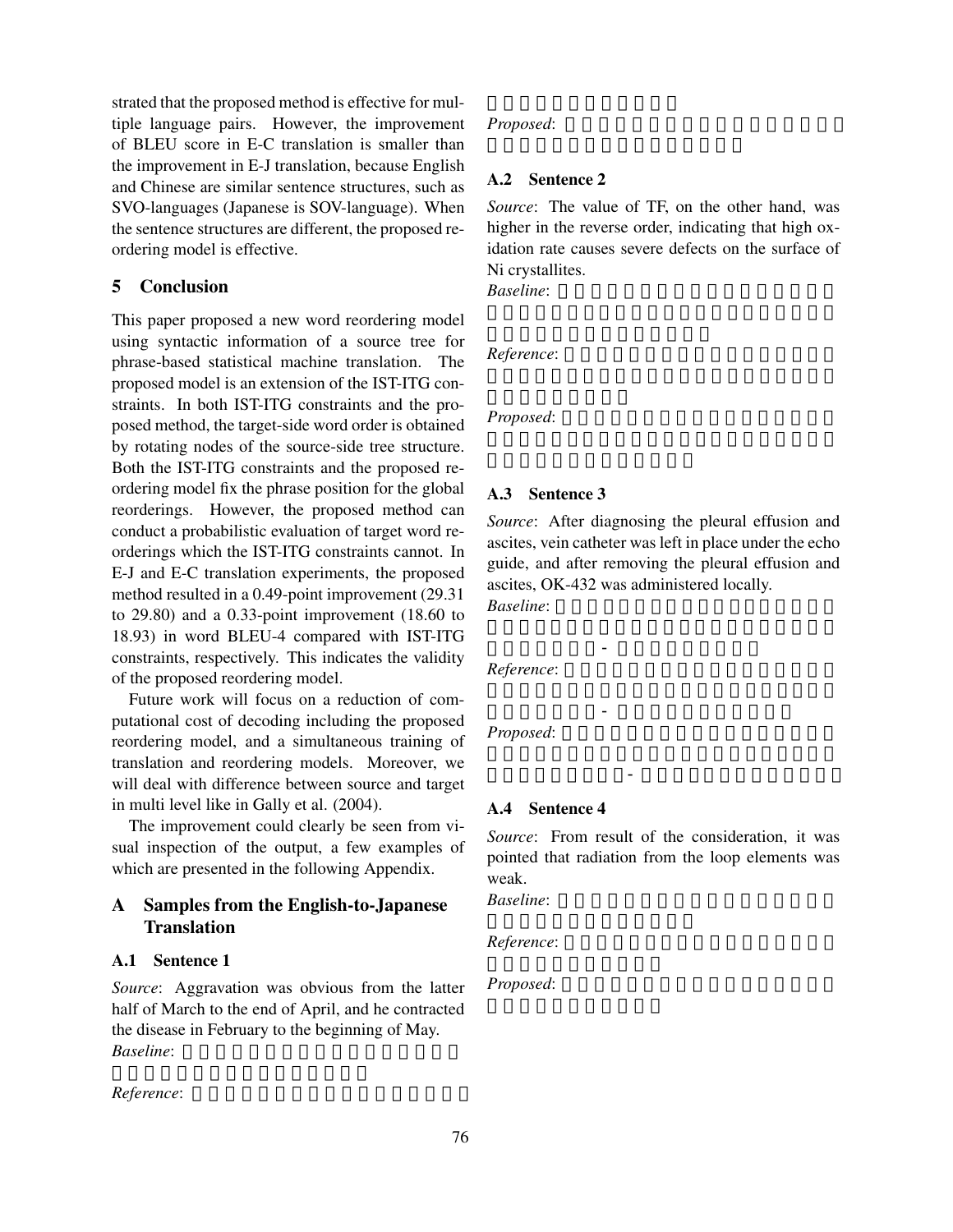strated that the proposed method is effective for multiple language pairs. However, the improvement of BLEU score in E-C translation is smaller than the improvement in E-J translation, because English and Chinese are similar sentence structures, such as SVO-languages (Japanese is SOV-language). When the sentence structures are different, the proposed reordering model is effective.

## 5 Conclusion

This paper proposed a new word reordering model using syntactic information of a source tree for phrase-based statistical machine translation. The proposed model is an extension of the IST-ITG constraints. In both IST-ITG constraints and the proposed method, the target-side word order is obtained by rotating nodes of the source-side tree structure. Both the IST-ITG constraints and the proposed reordering model fix the phrase position for the global reorderings. However, the proposed method can conduct a probabilistic evaluation of target word reorderings which the IST-ITG constraints cannot. In E-J and E-C translation experiments, the proposed method resulted in a 0.49-point improvement (29.31 to 29.80) and a 0.33-point improvement (18.60 to 18.93) in word BLEU-4 compared with IST-ITG constraints, respectively. This indicates the validity of the proposed reordering model.

Future work will focus on a reduction of computational cost of decoding including the proposed reordering model, and a simultaneous training of translation and reordering models. Moreover, we will deal with difference between source and target in multi level like in Gally et al. (2004).

The improvement could clearly be seen from visual inspection of the output, a few examples of which are presented in the following Appendix.

## A Samples from the English-to-Japanese Translation

### A.1 Sentence 1

*Source*: Aggravation was obvious from the latter half of March to the end of April, and he contracted the disease in February to the beginning of May.

*Baseline*:

*Reference*:

*Proposed*:

### A.2 Sentence 2

*Source*: The value of TF, on the other hand, was higher in the reverse order, indicating that high oxidation rate causes severe defects on the surface of Ni crystallites.

*Baseline*:

*Reference*:

*Proposed*:

### A.3 Sentence 3

*Source*: After diagnosing the pleural effusion and ascites, vein catheter was left in place under the echo guide, and after removing the pleural effusion and ascites, OK-432 was administered locally.

*Baseline*: -

*Reference*: -

*Proposed*: -

### A.4 Sentence 4

*Source*: From result of the consideration, it was pointed that radiation from the loop elements was weak.

*Baseline*:

*Reference*:

*Proposed*: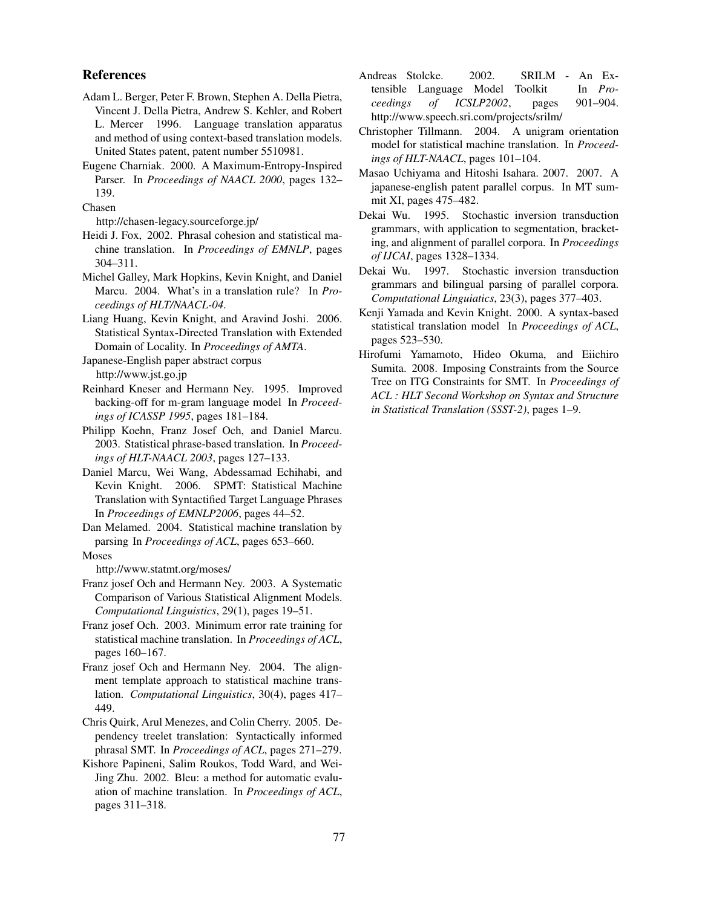## References

Adam L. Berger, Peter F. Brown, Stephen A. Della Pietra, Vincent J. Della Pietra, Andrew S. Kehler, and Robert L. Mercer 1996. Language translation apparatus and method of using context-based translation models. United States patent, patent number 5510981.

Eugene Charniak. 2000. A Maximum-Entropy-Inspired Parser. In *Proceedings of NAACL 2000*, pages 132–139.

Chasen
http://chasen-legacy.sourceforge.jp/

Heidi J. Fox, 2002. Phrasal cohesion and statistical machine translation. In *Proceedings of EMNLP*, pages 304–311.

Michel Galley, Mark Hopkins, Kevin Knight, and Daniel Marcu. 2004. What's in a translation rule? In *Proceedings of HLT/NAACL-04*.

Liang Huang, Kevin Knight, and Aravind Joshi. 2006. Statistical Syntax-Directed Translation with Extended Domain of Locality. In *Proceedings of AMTA*.

Japanese-English paper abstract corpus
http://www.jst.go.jp

Reinhard Kneser and Hermann Ney. 1995. Improved backing-off for m-gram language model In *Proceedings of ICASSP 1995*, pages 181–184.

Philipp Koehn, Franz Josef Och, and Daniel Marcu. 2003. Statistical phrase-based translation. In *Proceedings of HLT-NAACL 2003*, pages 127–133.

Daniel Marcu, Wei Wang, Abdessamad Echihabi, and Kevin Knight. 2006. SPMT: Statistical Machine Translation with Syntactified Target Language Phrases In *Proceedings of EMNLP2006*, pages 44–52.

Dan Melamed. 2004. Statistical machine translation by parsing In *Proceedings of ACL*, pages 653–660.

Moses
http://www.statmt.org/moses/

Franz josef Och and Hermann Ney. 2003. A Systematic Comparison of Various Statistical Alignment Models. *Computational Linguistics*, 29(1), pages 19–51.

Franz josef Och. 2003. Minimum error rate training for statistical machine translation. In *Proceedings of ACL*, pages 160–167.

Franz josef Och and Hermann Ney. 2004. The alignment template approach to statistical machine translation. *Computational Linguistics*, 30(4), pages 417–449.

Chris Quirk, Arul Menezes, and Colin Cherry. 2005. Dependency treelet translation: Syntactically informed phrasal SMT. In *Proceedings of ACL*, pages 271–279.

Kishore Papineni, Salim Roukos, Todd Ward, and Wei-Jing Zhu. 2002. Bleu: a method for automatic evaluation of machine translation. In *Proceedings of ACL*, pages 311–318.

Andreas Stolcke. 2002. SRILM - An Extensible Language Model Toolkit In *Proceedings of ICSLP2002*, pages 901–904. http://www.speech.sri.com/projects/srilm/

Christopher Tillmann. 2004. A unigram orientation model for statistical machine translation. In *Proceedings of HLT-NAACL*, pages 101–104.

Masao Uchiyama and Hitoshi Isahara. 2007. 2007. A japanese-english patent parallel corpus. In MT summit XI, pages 475–482.

Dekai Wu. 1995. Stochastic inversion transduction grammars, with application to segmentation, bracketing, and alignment of parallel corpora. In *Proceedings of IJCAI*, pages 1328–1334.

Dekai Wu. 1997. Stochastic inversion transduction grammars and bilingual parsing of parallel corpora. *Computational Linguiatics*, 23(3), pages 377–403.

Kenji Yamada and Kevin Knight. 2000. A syntax-based statistical translation model In *Proceedings of ACL*, pages 523–530.

Hirofumi Yamamoto, Hideo Okuma, and Eiichiro Sumita. 2008. Imposing Constraints from the Source Tree on ITG Constraints for SMT. In *Proceedings of ACL : HLT Second Workshop on Syntax and Structure in Statistical Translation (SSST-2)*, pages 1–9.